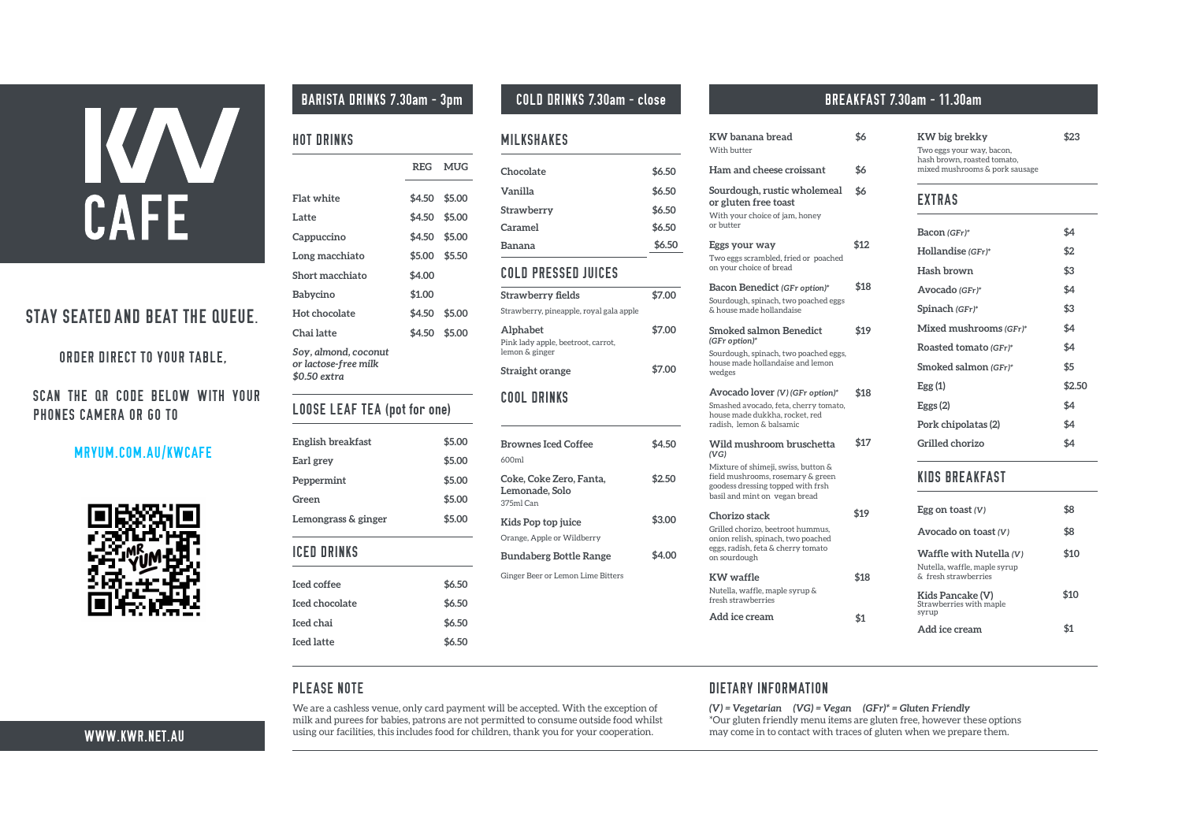# KW CAFE

## STAY SEATED AND BEAT THE QUEUE.

ORDER DIRECT TO YOUR TABLE,

SCAN THE QR CODE BELOW WITH YOUR PHONES CAMERA OR GO TO

MRYUM.COM.AU/KWCAFE

WWW.KWR.NET.AU

## BARISTA DRINKS 7.30am - 3pm

### HOT DRINKS

| | REG | MUG |
|---|---|---|
| Flat white | $4.50 | $5.00 |
| Latte | $4.50 | $5.00 |
| Cappuccino | $4.50 | $5.00 |
| Long macchiato | $5.00 | $5.50 |
| Short macchiato | $4.00 | |
| Babycino | $1.00 | |
| Hot chocolate | $4.50 | $5.00 |
| Chai latte | $4.50 | $5.00 |

*Soy, almond, coconut or lactose-free milk $0.50 extra*

### LOOSE LEAF TEA (pot for one)

| | |
|---|---|
| English breakfast | $5.00 |
| Earl grey | $5.00 |
| Peppermint | $5.00 |
| Green | $5.00 |
| Lemongrass & ginger | $5.00 |

### ICED DRINKS

| | |
|---|---|
| Iced coffee | $6.50 |
| Iced chocolate | $6.50 |
| Iced chai | $6.50 |
| Iced latte | $6.50 |

## COLD DRINKS 7.30am - close

### MILKSHAKES

| | |
|---|---|
| Chocolate | $6.50 |
| Vanilla | $6.50 |
| Strawberry | $6.50 |
| Caramel | $6.50 |
| Banana | $6.50 |

### COLD PRESSED JUICES

**Strawberry fields** — $7.00
Strawberry, pineapple, royal gala apple

**Alphabet** — $7.00
Pink lady apple, beetroot, carrot, lemon & ginger

**Straight orange** — $7.00

### COOL DRINKS

**Brownes Iced Coffee** — $4.50
600ml

**Coke, Coke Zero, Fanta, Lemonade, Solo** — $2.50
375ml Can

**Kids Pop top juice** — $3.00
Orange, Apple or Wildberry

**Bundaberg Bottle Range** — $4.00
Ginger Beer or Lemon Lime Bitters

## BREAKFAST 7.30am - 11.30am

**KW banana bread** — $6
With butter

**Ham and cheese croissant** — $6

**Sourdough, rustic wholemeal or gluten free toast** — $6
With your choice of jam, honey or butter

**Eggs your way** — $12
Two eggs scrambled, fried or poached on your choice of bread

**Bacon Benedict** *(GFr option)** — $18
Sourdough, spinach, two poached eggs & house made hollandaise

**Smoked salmon Benedict** *(GFr option)** — $19
Sourdough, spinach, two poached eggs, house made hollandaise and lemon wedges

**Avocado lover** *(V) (GFr option)** — $18
Smashed avocado, feta, cherry tomato, house made dukkha, rocket, red radish, lemon & balsamic

**Wild mushroom bruschetta** *(VG)* — $17
Mixture of shimeji, swiss, button & field mushrooms, rosemary & green goodess dressing topped with frsh basil and mint on vegan bread

**Chorizo stack** — $19
Grilled chorizo, beetroot hummus, onion relish, spinach, two poached eggs, radish, feta & cherry tomato on sourdough

**KW waffle** — $18
Nutella, waffle, maple syrup & fresh strawberries

**Add ice cream** — $1

**KW big brekky** — $23
Two eggs your way, bacon, hash brown, roasted tomato, mixed mushrooms & pork sausage

### EXTRAS

| | |
|---|---|
| Bacon *(GFr)** | $4 |
| Hollandise *(GFr)** | $2 |
| Hash brown | $3 |
| Avocado *(GFr)** | $4 |
| Spinach *(GFr)** | $3 |
| Mixed mushrooms *(GFr)** | $4 |
| Roasted tomato *(GFr)** | $4 |
| Smoked salmon *(GFr)** | $5 |
| Egg (1) | $2.50 |
| Eggs (2) | $4 |
| Pork chipolatas (2) | $4 |
| Grilled chorizo | $4 |

### KIDS BREAKFAST

**Egg on toast** *(V)* — $8

**Avocado on toast** *(V)* — $8

**Waffle with Nutella** *(V)* — $10
Nutella, waffle, maple syrup & fresh strawberries

**Kids Pancake (V)** — $10
Strawberries with maple syrup

**Add ice cream** — $1

## PLEASE NOTE

We are a cashless venue, only card payment will be accepted. With the exception of milk and purees for babies, patrons are not permitted to consume outside food whilst using our facilities, this includes food for children, thank you for your cooperation.

## DIETARY INFORMATION

*(V) = Vegetarian (VG) = Vegan (GFr)* = Gluten Friendly*

*Our gluten friendly menu items are gluten free, however these options may come in to contact with traces of gluten when we prepare them.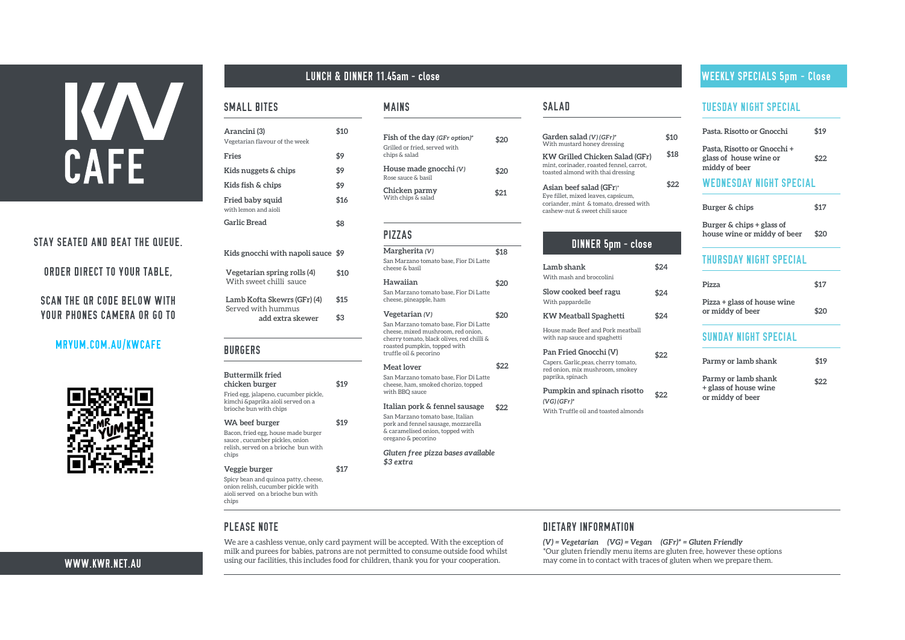# KW CAFE

STAY SEATED AND BEAT THE QUEUE.

ORDER DIRECT TO YOUR TABLE,

SCAN THE QR CODE BELOW WITH YOUR PHONES CAMERA OR GO TO

MRYUM.COM.AU/KWCAFE

WWW.KWR.NET.AU

## LUNCH & DINNER 11.45am - close

### SMALL BITES

| | |
|---|---|
| **Arancini (3)** Vegetarian flavour of the week | $10 |
| **Fries** | $9 |
| **Kids nuggets & chips** | $9 |
| **Kids fish & chips** | $9 |
| **Fried baby squid** with lemon and aioli | $16 |
| **Garlic Bread** | $8 |
| **Kids gnocchi with napoli sauce** | $9 |
| **Vegetarian spring rolls (4)** With sweet chilli sauce | $10 |
| **Lamb Kofta Skewrs (GFr) (4)** Served with hummus | $15 |
| add extra skewer | $3 |

### BURGERS

| | |
|---|---|
| **Buttermilk fried chicken burger** Fried egg, jalapeno, cucumber pickle, kimchi &paprika aioli served on a brioche bun with chips | $19 |
| **WA beef burger** Bacon, fried egg, house made burger sauce , cucumber pickles, onion relish, served on a brioche bun with chips | $19 |
| **Veggie burger** Spicy bean and quinoa patty, cheese, onion relish, cucumber pickle with aioli served on a brioche bun with chips | $17 |

### MAINS

| | |
|---|---|
| **Fish of the day** *(GFr option)** Grilled or fried, served with chips & salad | $20 |
| **House made gnocchi** *(V)* Rose sauce & basil | $20 |
| **Chicken parmy** With chips & salad | $21 |

### PIZZAS

| | |
|---|---|
| **Margherita** *(V)* San Marzano tomato base, Fior Di Latte cheese & basil | $18 |
| **Hawaiian** San Marzano tomato base, Fior Di Latte cheese, pineapple, ham | $20 |
| **Vegetarian** *(V)* San Marzano tomato base, Fior Di Latte cheese, mixed mushroom, red onion, cherry tomato, black olives, red chilli & roasted pumpkin, topped with truffle oil & pecorino | $20 |
| **Meat lover** San Marzano tomato base, Fior Di Latte cheese, ham, smoked chorizo, topped with BBQ sauce | $22 |
| **Italian pork & fennel sausage** San Marzano tomato base, Italian pork and fennel sausage, mozzarella & caramelised onion, topped with oregano & pecorino | $22 |

*Gluten free pizza bases available $3 extra*

### SALAD

| | |
|---|---|
| **Garden salad** *(V) (GFr)** With mustard honey dressing | $10 |
| **KW Grilled Chicken Salad (GFr)** mint, corinader, roasted fennel, carrot, toasted almond with thai dressing | $18 |
| **Asian beef salad (GFr)*** Eye fillet, mixed leaves, capsicum, coriander, mint & tomato, dressed with cashew-nut & sweet chili sauce | $22 |

## DINNER 5pm - close

| | |
|---|---|
| **Lamb shank** With mash and broccolini | $24 |
| **Slow cooked beef ragu** With pappardelle | $24 |
| **KW Meatball Spaghetti** House made Beef and Pork meatball with nap sauce and spaghetti | $24 |
| **Pan Fried Gnocchi (V)** Capers. Garlic,peas, cherry tomato, red onion, mix mushroom, smokey paprika, spinach | $22 |
| **Pumpkin and spinach risotto** *(VG) (GFr)** With Truffle oil and toasted almonds | $22 |

## WEEKLY SPECIALS 5pm - Close

### TUESDAY NIGHT SPECIAL

| | |
|---|---|
| **Pasta. Risotto or Gnocchi** | $19 |
| **Pasta, Risotto or Gnocchi + glass of house wine or middy of beer** | $22 |

### WEDNESDAY NIGHT SPECIAL

| | |
|---|---|
| **Burger & chips** | $17 |
| **Burger & chips + glass of house wine or middy of beer** | $20 |

### THURSDAY NIGHT SPECIAL

| | |
|---|---|
| **Pizza** | $17 |
| **Pizza + glass of house wine or middy of beer** | $20 |

### SUNDAY NIGHT SPECIAL

| | |
|---|---|
| **Parmy or lamb shank** | $19 |
| **Parmy or lamb shank + glass of house wine or middy of beer** | $22 |

### PLEASE NOTE

We are a cashless venue, only card payment will be accepted. With the exception of milk and purees for babies, patrons are not permitted to consume outside food whilst using our facilities, this includes food for children, thank you for your cooperation.

### DIETARY INFORMATION

*(V) = Vegetarian (VG) = Vegan (GFr)* = Gluten Friendly*

*Our gluten friendly menu items are gluten free, however these options may come in to contact with traces of gluten when we prepare them.